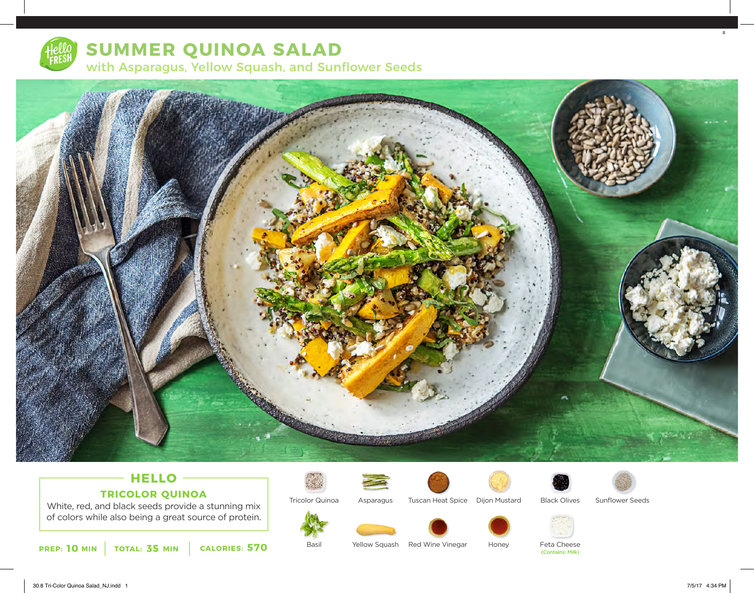# SUMMER QUINOA SALAD

## with Asparagus, Yellow Squash, and Sunflower Seeds

### HELLO TRICOLOR QUINOA

White, red, and black seeds provide a stunning mix of colors while also being a great source of protein.

**PREP: 10 MIN** | **TOTAL: 35 MIN** | **CALORIES: 570**

- Tricolor Quinoa
- Asparagus
- Tuscan Heat Spice
- Dijon Mustard
- Black Olives
- Sunflower Seeds
- Basil
- Yellow Squash
- Red Wine Vinegar
- Honey
- Feta Cheese (Contains: Milk)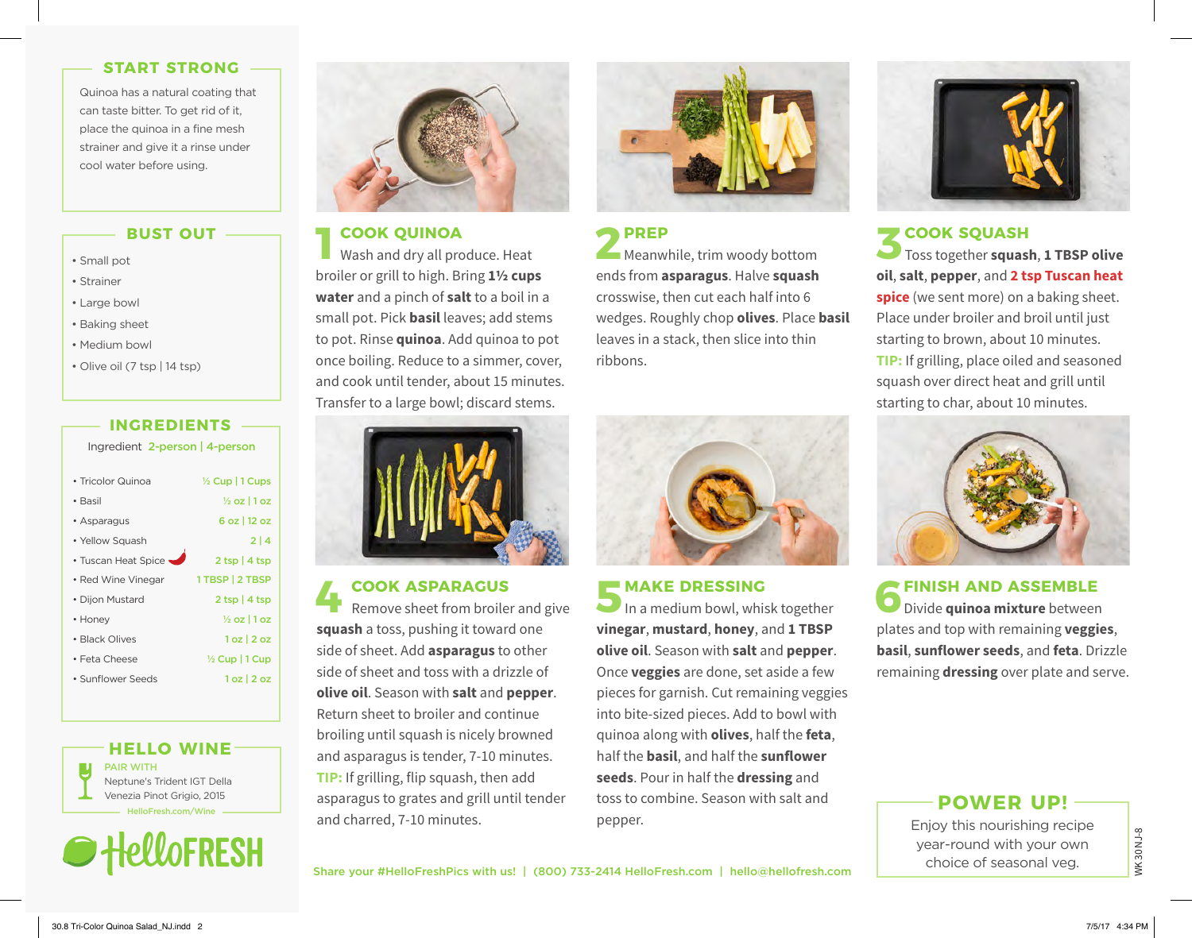## START STRONG

Quinoa has a natural coating that can taste bitter. To get rid of it, place the quinoa in a fine mesh strainer and give it a rinse under cool water before using.

## BUST OUT

- Small pot
- Strainer
- Large bowl
- Baking sheet
- Medium bowl
- Olive oil (7 tsp | 14 tsp)

## INGREDIENTS

| Ingredient | 2-person \| 4-person |
|---|---|
| Tricolor Quinoa | ½ Cup \| 1 Cups |
| Basil | ½ oz \| 1 oz |
| Asparagus | 6 oz \| 12 oz |
| Yellow Squash | 2 \| 4 |
| Tuscan Heat Spice | 2 tsp \| 4 tsp |
| Red Wine Vinegar | 1 TBSP \| 2 TBSP |
| Dijon Mustard | 2 tsp \| 4 tsp |
| Honey | ½ oz \| 1 oz |
| Black Olives | 1 oz \| 2 oz |
| Feta Cheese | ½ Cup \| 1 Cup |
| Sunflower Seeds | 1 oz \| 2 oz |

## HELLO WINE

PAIR WITH
Neptune's Trident IGT Della Venezia Pinot Grigio, 2015

HelloFresh.com/Wine

HelloFRESH

## 1 COOK QUINOA

Wash and dry all produce. Heat broiler or grill to high. Bring **1½ cups water** and a pinch of **salt** to a boil in a small pot. Pick **basil** leaves; add stems to pot. Rinse **quinoa**. Add quinoa to pot once boiling. Reduce to a simmer, cover, and cook until tender, about 15 minutes. Transfer to a large bowl; discard stems.

## 2 PREP

Meanwhile, trim woody bottom ends from **asparagus**. Halve **squash** crosswise, then cut each half into 6 wedges. Roughly chop **olives**. Place **basil** leaves in a stack, then slice into thin ribbons.

## 3 COOK SQUASH

Toss together **squash**, **1 TBSP olive oil**, **salt**, **pepper**, and **2 tsp Tuscan heat spice** (we sent more) on a baking sheet. Place under broiler and broil until just starting to brown, about 10 minutes.
**TIP:** If grilling, place oiled and seasoned squash over direct heat and grill until starting to char, about 10 minutes.

## 4 COOK ASPARAGUS

Remove sheet from broiler and give **squash** a toss, pushing it toward one side of sheet. Add **asparagus** to other side of sheet and toss with a drizzle of **olive oil**. Season with **salt** and **pepper**. Return sheet to broiler and continue broiling until squash is nicely browned and asparagus is tender, 7-10 minutes.
**TIP:** If grilling, flip squash, then add asparagus to grates and grill until tender and charred, 7-10 minutes.

## 5 MAKE DRESSING

In a medium bowl, whisk together **vinegar**, **mustard**, **honey**, and **1 TBSP olive oil**. Season with **salt** and **pepper**. Once **veggies** are done, set aside a few pieces for garnish. Cut remaining veggies into bite-sized pieces. Add to bowl with quinoa along with **olives**, half the **feta**, half the **basil**, and half the **sunflower seeds**. Pour in half the **dressing** and toss to combine. Season with salt and pepper.

## 6 FINISH AND ASSEMBLE

Divide **quinoa mixture** between plates and top with remaining **veggies**, **basil**, **sunflower seeds**, and **feta**. Drizzle remaining **dressing** over plate and serve.

## POWER UP!

Enjoy this nourishing recipe year-round with your own choice of seasonal veg.

Share your #HelloFreshPics with us! | (800) 733-2414 HelloFresh.com | hello@hellofresh.com

WK30NJ-8